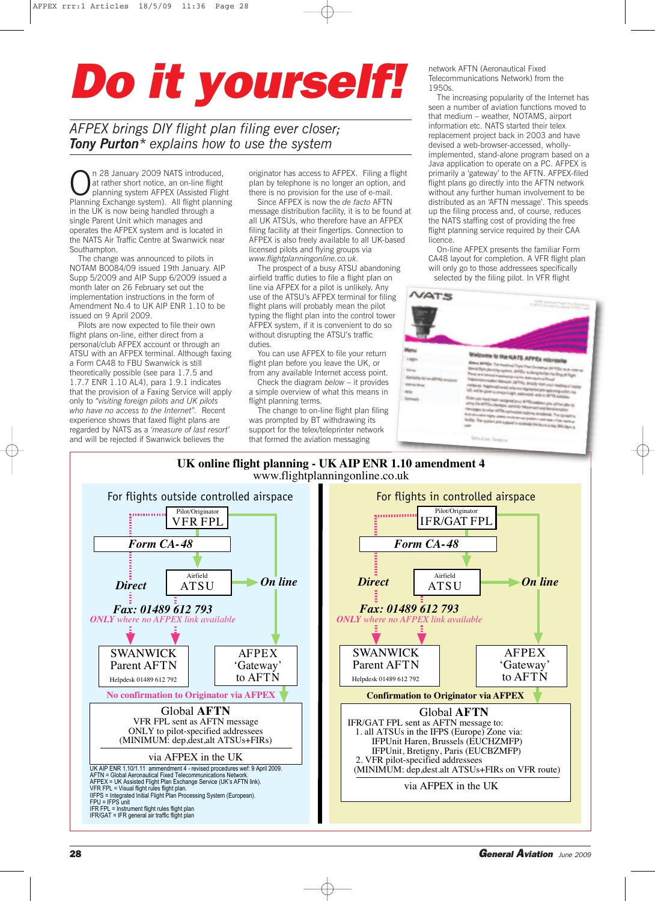# Do it yourself!

*AFPEX brings DIY flight plan filing ever closer;* ***Tony Purton*** *explains how to use the system*

On 28 January 2009 NATS introduced, at rather short notice, an on-line flight planning system AFPEX (Assisted Flight Planning Exchange system). All flight planning in the UK is now being handled through a single Parent Unit which manages and operates the AFPEX system and is located in the NATS Air Traffic Centre at Swanwick near Southampton.

The change was announced to pilots in NOTAM B0084/09 issued 19th January. AIP Supp 5/2009 and AIP Supp 6/2009 issued a month later on 26 February set out the implementation instructions in the form of Amendment No.4 to UK AIP ENR 1.10 to be issued on 9 April 2009.

Pilots are now expected to file their own flight plans on-line, either direct from a personal/club AFPEX account or through an ATSU with an AFPEX terminal. Although faxing a Form CA48 to FBU Swanwick is still theoretically possible (see para 1.7.5 and 1.7.7 ENR 1.10 AL4), para 1.9.1 indicates that the provision of a Faxing Service will apply only to *"visiting foreign pilots and UK pilots who have no access to the Internet"*. Recent experience shows that faxed flight plans are regarded by NATS as a *'measure of last resort'* and will be rejected if Swanwick believes the originator has access to AFPEX. Filing a flight plan by telephone is no longer an option, and there is no provision for the use of e-mail.

Since AFPEX is now the *de facto* AFTN message distribution facility, it is to be found at all UK ATSUs, who therefore have an AFPEX filing facility at their fingertips. Connection to AFPEX is also freely available to all UK-based licensed pilots and flying groups via *www.flightplanningonline.co.uk*.

The prospect of a busy ATSU abandoning airfield traffic duties to file a flight plan on line via AFPEX for a pilot is unlikely. Any use of the ATSU's AFPEX terminal for filing flight plans will probably mean the pilot typing the flight plan into the control tower AFPEX system, if it is convenient to do so without disrupting the ATSU's traffic duties.

You can use AFPEX to file your return flight plan before you leave the UK, or from any available Internet access point.

Check the diagram *below* – it provides a simple overview of what this means in flight planning terms.

The change to on-line flight plan filing was prompted by BT withdrawing its support for the telex/teleprinter network that formed the aviation messaging network AFTN (Aeronautical Fixed Telecommunications Network) from the 1950s.

The increasing popularity of the Internet has seen a number of aviation functions moved to that medium – weather, NOTAMS, airport information etc. NATS started their telex replacement project back in 2003 and have devised a web-browser-accessed, wholly-implemented, stand-alone program based on a Java application to operate on a PC. AFPEX is primarily a 'gateway' to the AFTN. AFPEX-filed flight plans go directly into the AFTN network without any further human involvement to be distributed as an 'AFTN message'. This speeds up the filing process and, of course, reduces the NATS staffing cost of providing the free flight planning service required by their CAA licence.

On-line AFPEX presents the familiar Form CA48 layout for completion. A VFR flight plan will only go to those addressees specifically selected by the filing pilot. In VFR flight

## UK online flight planning - UK AIP ENR 1.10 amendment 4
www.flightplanningonline.co.uk

**For flights outside controlled airspace**

- Pilot/Originator: VFR FPL
- Form CA-48
- *Direct* → *Fax: 01489 612 793* — *ONLY where no AFPEX link available* → SWANWICK Parent AFTN (Helpdesk 01489 612 792)
- Airfield ATSU → *On line* → AFPEX 'Gateway' to AFTN
- No confirmation to Originator via AFPEX
- Global **AFTN**: VFR FPL sent as AFTN message ONLY to pilot-specified addresses (MINIMUM: dep,dest,alt ATSUs+FIRs)
- via AFPEX in the UK

**For flights in controlled airspace**

- Pilot/Originator: IFR/GAT FPL
- Form CA-48
- *Direct* → *Fax: 01489 612 793* — *ONLY where no AFPEX link available* → SWANWICK Parent AFTN (Helpdesk 01489 612 792)
- Airfield ATSU → *On line* → AFPEX 'Gateway' to AFTN
- Confirmation to Originator via AFPEX
- Global **AFTN**: IFR/GAT FPL sent as AFTN message to:
  1. all ATSUs in the IFPS (Europe) Zone via: IFPUnit Haren, Brussels (EUCHZMFP) IFPUnit, Bretigny, Paris (EUCBZMFP)
  2. VFR pilot-specified addresses (MINIMUM: dep,dest.alt ATSUs+FIRs on VFR route)
- via AFPEX in the UK

UK AIP ENR 1.10/1.11 ammendment 4 - revised procedures wef: 9 April 2009.
AFTN = Global Aeronautical Fixed Telecommunications Network.
AFPEX = UK Assisted Flight Plan Exchange Service (UK's AFTN link).
VFR FPL = Visual flight rules flight plan.
IIFPS = Integrated Initial Flight Plan Processing System (European).
FPU = IFPS unit
IFR FPL = Instrument flight rules flight plan
IFR/GAT = IFR general air traffic flight plan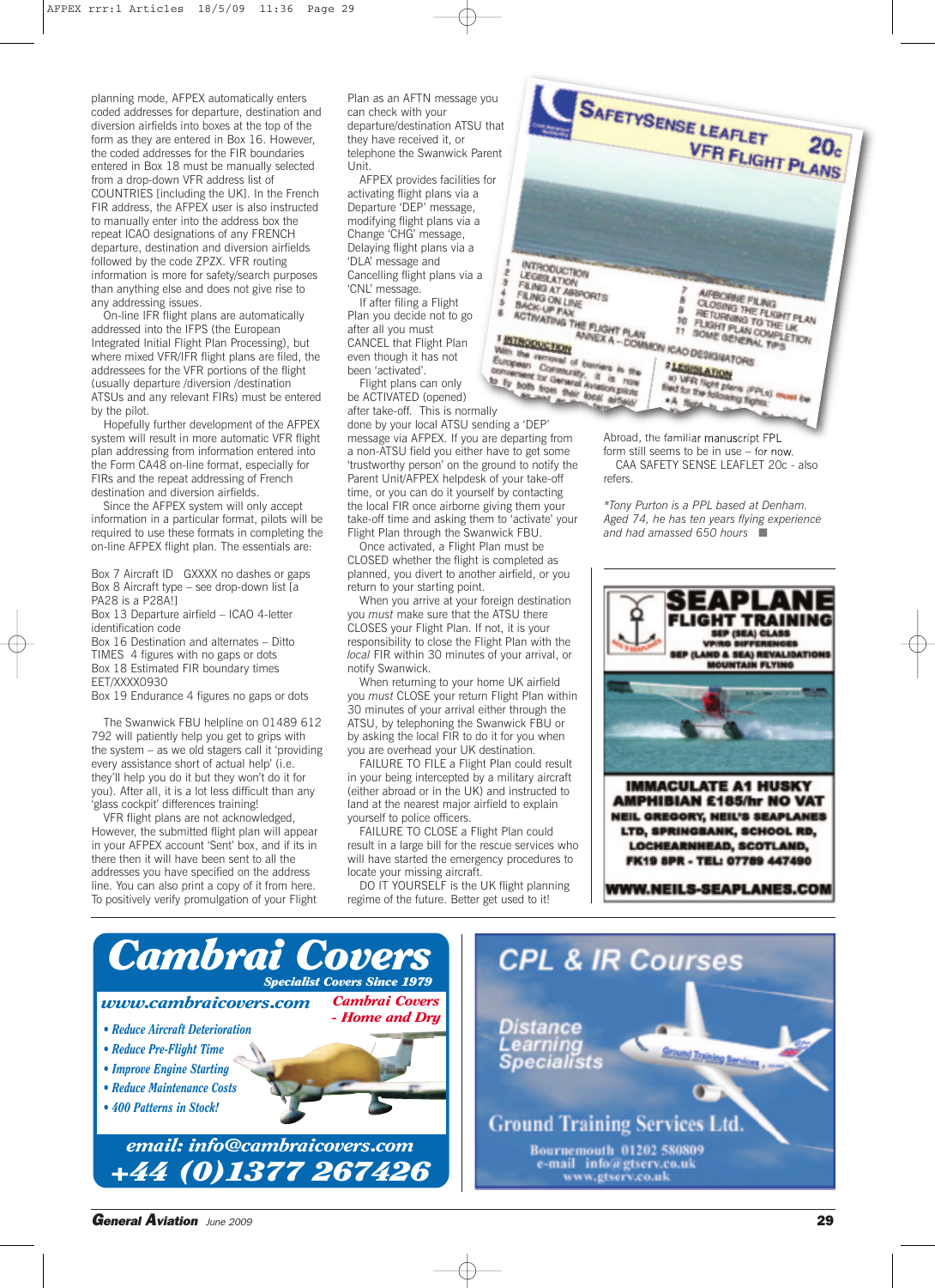planning mode, AFPEX automatically enters coded addresses for departure, destination and diversion airfields into boxes at the top of the form as they are entered in Box 16. However, the coded addresses for the FIR boundaries entered in Box 18 must be manually selected from a drop-down VFR address list of COUNTRIES [including the UK]. In the French FIR address, the AFPEX user is also instructed to manually enter into the address box the repeat ICAO designations of any FRENCH departure, destination and diversion airfields followed by the code ZPZX. VFR routing information is more for safety/search purposes than anything else and does not give rise to any addressing issues.

On-line IFR flight plans are automatically addressed into the IFPS (the European Integrated Initial Flight Plan Processing), but where mixed VFR/IFR flight plans are filed, the addressees for the VFR portions of the flight (usually departure /diversion /destination ATSUs and any relevant FIRs) must be entered by the pilot.

Hopefully further development of the AFPEX system will result in more automatic VFR flight plan addressing from information entered into the Form CA48 on-line format, especially for FIRs and the repeat addressing of French destination and diversion airfields.

Since the AFPEX system will only accept information in a particular format, pilots will be required to use these formats in completing the on-line AFPEX flight plan. The essentials are:

Box 7 Aircraft ID GXXXX no dashes or gaps
Box 8 Aircraft type – see drop-down list [a PA28 is a P28A!]
Box 13 Departure airfield – ICAO 4-letter identification code
Box 16 Destination and alternates – Ditto TIMES 4 figures with no gaps or dots
Box 18 Estimated FIR boundary times EET/XXXX0930
Box 19 Endurance 4 figures no gaps or dots

The Swanwick FBU helpline on 01489 612 792 will patiently help you get to grips with the system – as we old stagers call it 'providing every assistance short of actual help' (i.e. they'll help you do it but they won't do it for you). After all, it is a lot less difficult than any 'glass cockpit' differences training!

VFR flight plans are not acknowledged, However, the submitted flight plan will appear in your AFPEX account 'Sent' box, and if its in there then it will have been sent to all the addresses you have specified on the address line. You can also print a copy of it from here. To positively verify promulgation of your Flight Plan as an AFTN message you can check with your departure/destination ATSU that they have received it, or telephone the Swanwick Parent Unit.

AFPEX provides facilities for activating flight plans via a Departure 'DEP' message, modifying flight plans via a Change 'CHG' message, Delaying flight plans via a 'DLA' message and Cancelling flight plans via a 'CNL' message.

If after filing a Flight Plan you decide not to go after all you must CANCEL that Flight Plan even though it has not been 'activated'.

Flight plans can only be ACTIVATED (opened) after take-off. This is normally done by your local ATSU sending a 'DEP' message via AFPEX. If you are departing from a non-ATSU field you either have to get some 'trustworthy person' on the ground to notify the Parent Unit/AFPEX helpdesk of your take-off time, or you can do it yourself by contacting the local FIR once airborne giving them your take-off time and asking them to 'activate' your Flight Plan through the Swanwick FBU.

Once activated, a Flight Plan must be CLOSED whether the flight is completed as planned, you divert to another airfield, or you return to your starting point.

When you arrive at your foreign destination you *must* make sure that the ATSU there CLOSES your Flight Plan. If not, it is your responsibility to close the Flight Plan with the *local* FIR within 30 minutes of your arrival, or notify Swanwick.

When returning to your home UK airfield you *must* CLOSE your return Flight Plan within 30 minutes of your arrival either through the ATSU, by telephoning the Swanwick FBU or by asking the local FIR to do it for you when you are overhead your UK destination.

FAILURE TO FILE a Flight Plan could result in your being intercepted by a military aircraft (either abroad or in the UK) and instructed to land at the nearest major airfield to explain yourself to police officers.

FAILURE TO CLOSE a Flight Plan could result in a large bill for the rescue services who will have started the emergency procedures to locate your missing aircraft.

DO IT YOURSELF is the UK flight planning regime of the future. Better get used to it!

SAFETYSENSE LEAFLET 20c VFR FLIGHT PLANS

Abroad, the familiar manuscript FPL form still seems to be in use – for now.

CAA SAFETY SENSE LEAFLET 20c - also refers.

*\*Tony Purton is a PPL based at Denham. Aged 74, he has ten years flying experience and had amassed 650 hours*

SEAPLANE FLIGHT TRAINING
SEP (SEA) CLASS
VP/RG DIFFERENCES
SEP (LAND & SEA) REVALIDATIONS
MOUNTAIN FLYING

IMMACULATE A1 HUSKY AMPHIBIAN £185/hr NO VAT
NEIL GREGORY, NEIL'S SEAPLANES LTD, SPRINGBANK, SCHOOL RD, LOCHEARNHEAD, SCOTLAND, FK19 8PR - TEL: 07789 447490
WWW.NEILS-SEAPLANES.COM

Cambrai Covers
Specialist Covers Since 1979
www.cambraicovers.com
Cambrai Covers - Home and Dry
- Reduce Aircraft Deterioration
- Reduce Pre-Flight Time
- Improve Engine Starting
- Reduce Maintenance Costs
- 400 Patterns in Stock!

email: info@cambraicovers.com
+44 (0)1377 267426

CPL & IR Courses
Distance Learning Specialists
Ground Training Services Ltd.
Bournemouth 01202 580809
e-mail info@gtserv.co.uk
www.gtserv.co.uk